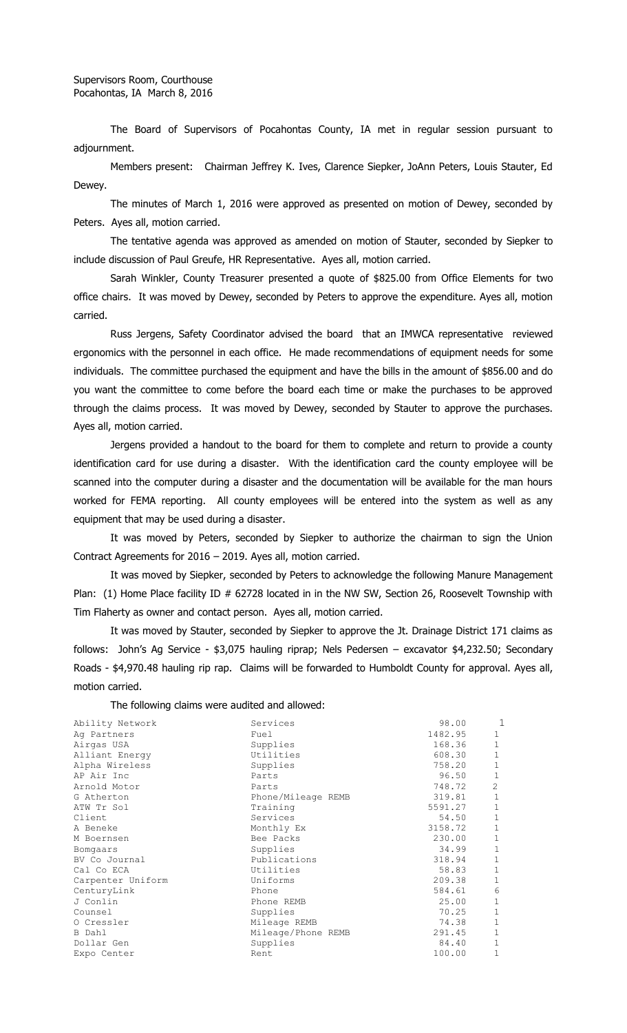Supervisors Room, Courthouse
Pocahontas, IA March 8, 2016

The Board of Supervisors of Pocahontas County, IA met in regular session pursuant to adjournment.

Members present: Chairman Jeffrey K. Ives, Clarence Siepker, JoAnn Peters, Louis Stauter, Ed Dewey.

The minutes of March 1, 2016 were approved as presented on motion of Dewey, seconded by Peters. Ayes all, motion carried.

The tentative agenda was approved as amended on motion of Stauter, seconded by Siepker to include discussion of Paul Greufe, HR Representative. Ayes all, motion carried.

Sarah Winkler, County Treasurer presented a quote of $825.00 from Office Elements for two office chairs. It was moved by Dewey, seconded by Peters to approve the expenditure. Ayes all, motion carried.

Russ Jergens, Safety Coordinator advised the board that an IMWCA representative reviewed ergonomics with the personnel in each office. He made recommendations of equipment needs for some individuals. The committee purchased the equipment and have the bills in the amount of $856.00 and do you want the committee to come before the board each time or make the purchases to be approved through the claims process. It was moved by Dewey, seconded by Stauter to approve the purchases. Ayes all, motion carried.

Jergens provided a handout to the board for them to complete and return to provide a county identification card for use during a disaster. With the identification card the county employee will be scanned into the computer during a disaster and the documentation will be available for the man hours worked for FEMA reporting. All county employees will be entered into the system as well as any equipment that may be used during a disaster.

It was moved by Peters, seconded by Siepker to authorize the chairman to sign the Union Contract Agreements for 2016 – 2019. Ayes all, motion carried.

It was moved by Siepker, seconded by Peters to acknowledge the following Manure Management Plan: (1) Home Place facility ID # 62728 located in in the NW SW, Section 26, Roosevelt Township with Tim Flaherty as owner and contact person. Ayes all, motion carried.

It was moved by Stauter, seconded by Siepker to approve the Jt. Drainage District 171 claims as follows: John's Ag Service - $3,075 hauling riprap; Nels Pedersen – excavator $4,232.50; Secondary Roads - $4,970.48 hauling rip rap. Claims will be forwarded to Humboldt County for approval. Ayes all, motion carried.

The following claims were audited and allowed:

| | | | |
|---|---|---|---|
| Ability Network | Services | 98.00 | 1 |
| Ag Partners | Fuel | 1482.95 | 1 |
| Airgas USA | Supplies | 168.36 | 1 |
| Alliant Energy | Utilities | 608.30 | 1 |
| Alpha Wireless | Supplies | 758.20 | 1 |
| AP Air Inc | Parts | 96.50 | 1 |
| Arnold Motor | Parts | 748.72 | 2 |
| G Atherton | Phone/Mileage REMB | 319.81 | 1 |
| ATW Tr Sol | Training | 5591.27 | 1 |
| Client | Services | 54.50 | 1 |
| A Beneke | Monthly Ex | 3158.72 | 1 |
| M Boernsen | Bee Packs | 230.00 | 1 |
| Bomgaars | Supplies | 34.99 | 1 |
| BV Co Journal | Publications | 318.94 | 1 |
| Cal Co ECA | Utilities | 58.83 | 1 |
| Carpenter Uniform | Uniforms | 209.38 | 1 |
| CenturyLink | Phone | 584.61 | 6 |
| J Conlin | Phone REMB | 25.00 | 1 |
| Counsel | Supplies | 70.25 | 1 |
| O Cressler | Mileage REMB | 74.38 | 1 |
| B Dahl | Mileage/Phone REMB | 291.45 | 1 |
| Dollar Gen | Supplies | 84.40 | 1 |
| Expo Center | Rent | 100.00 | 1 |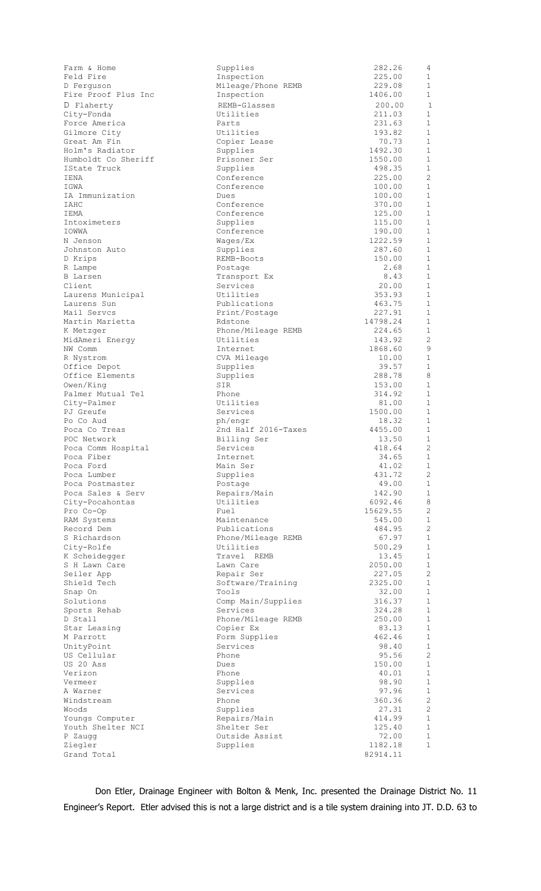| | | | |
|---|---|---|---|
| Farm & Home | Supplies | 282.26 | 4 |
| Feld Fire | Inspection | 225.00 | 1 |
| D Ferguson | Mileage/Phone REMB | 229.08 | 1 |
| Fire Proof Plus Inc | Inspection | 1406.00 | 1 |
| D Flaherty | REMB-Glasses | 200.00 | 1 |
| City-Fonda | Utilities | 211.03 | 1 |
| Force America | Parts | 231.63 | 1 |
| Gilmore City | Utilities | 193.82 | 1 |
| Great Am Fin | Copier Lease | 70.73 | 1 |
| Holm's Radiator | Supplies | 1492.30 | 1 |
| Humboldt Co Sheriff | Prisoner Ser | 1550.00 | 1 |
| IState Truck | Supplies | 498.35 | 1 |
| IENA | Conference | 225.00 | 2 |
| IGWA | Conference | 100.00 | 1 |
| IA Immunization | Dues | 100.00 | 1 |
| IAHC | Conference | 370.00 | 1 |
| IEMA | Conference | 125.00 | 1 |
| Intoximeters | Supplies | 115.00 | 1 |
| IOWWA | Conference | 190.00 | 1 |
| N Jenson | Wages/Ex | 1222.59 | 1 |
| Johnston Auto | Supplies | 287.60 | 1 |
| D Krips | REMB-Boots | 150.00 | 1 |
| R Lampe | Postage | 2.68 | 1 |
| B Larsen | Transport Ex | 8.43 | 1 |
| Client | Services | 20.00 | 1 |
| Laurens Municipal | Utilities | 353.93 | 1 |
| Laurens Sun | Publications | 463.75 | 1 |
| Mail Servcs | Print/Postage | 227.91 | 1 |
| Martin Marietta | Rdstone | 14798.24 | 1 |
| K Metzger | Phone/Mileage REMB | 224.65 | 1 |
| MidAmeri Energy | Utilities | 143.92 | 2 |
| NW Comm | Internet | 1868.60 | 9 |
| R Nystrom | CVA Mileage | 10.00 | 1 |
| Office Depot | Supplies | 39.57 | 1 |
| Office Elements | Supplies | 288.78 | 8 |
| Owen/King | SIR | 153.00 | 1 |
| Palmer Mutual Tel | Phone | 314.92 | 1 |
| City-Palmer | Utilities | 81.00 | 1 |
| PJ Greufe | Services | 1500.00 | 1 |
| Po Co Aud | ph/engr | 18.32 | 1 |
| Poca Co Treas | 2nd Half 2016-Taxes | 4455.00 | 1 |
| POC Network | Billing Ser | 13.50 | 1 |
| Poca Comm Hospital | Services | 418.64 | 2 |
| Poca Fiber | Internet | 34.65 | 1 |
| Poca Ford | Main Ser | 41.02 | 1 |
| Poca Lumber | Supplies | 431.72 | 2 |
| Poca Postmaster | Postage | 49.00 | 1 |
| Poca Sales & Serv | Repairs/Main | 142.90 | 1 |
| City-Pocahontas | Utilities | 6092.46 | 8 |
| Pro Co-Op | Fuel | 15629.55 | 2 |
| RAM Systems | Maintenance | 545.00 | 1 |
| Record Dem | Publications | 484.95 | 2 |
| S Richardson | Phone/Mileage REMB | 67.97 | 1 |
| City-Rolfe | Utilities | 500.29 | 1 |
| K Scheidegger | Travel REMB | 13.45 | 1 |
| S H Lawn Care | Lawn Care | 2050.00 | 1 |
| Seiler App | Repair Ser | 227.05 | 2 |
| Shield Tech | Software/Training | 2325.00 | 1 |
| Snap On | Tools | 32.00 | 1 |
| Solutions | Comp Main/Supplies | 316.37 | 1 |
| Sports Rehab | Services | 324.28 | 1 |
| D Stall | Phone/Mileage REMB | 250.00 | 1 |
| Star Leasing | Copier Ex | 83.13 | 1 |
| M Parrott | Form Supplies | 462.46 | 1 |
| UnityPoint | Services | 98.40 | 1 |
| US Cellular | Phone | 95.56 | 2 |
| US 20 Ass | Dues | 150.00 | 1 |
| Verizon | Phone | 40.01 | 1 |
| Vermeer | Supplies | 98.90 | 1 |
| A Warner | Services | 97.96 | 1 |
| Windstream | Phone | 360.36 | 2 |
| Woods | Supplies | 27.31 | 2 |
| Youngs Computer | Repairs/Main | 414.99 | 1 |
| Youth Shelter NCI | Shelter Ser | 125.40 | 1 |
| P Zaugg | Outside Assist | 72.00 | 1 |
| Ziegler | Supplies | 1182.18 | 1 |
| Grand Total | | 82914.11 | |

Don Etler, Drainage Engineer with Bolton & Menk, Inc. presented the Drainage District No. 11 Engineer's Report. Etler advised this is not a large district and is a tile system draining into JT. D.D. 63 to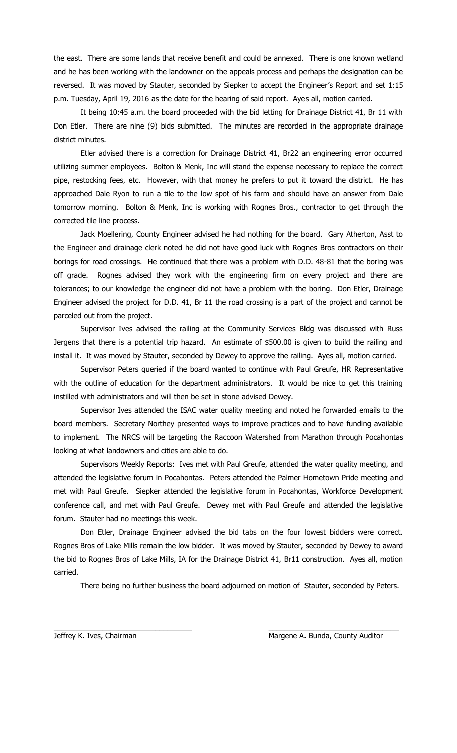the east. There are some lands that receive benefit and could be annexed. There is one known wetland and he has been working with the landowner on the appeals process and perhaps the designation can be reversed. It was moved by Stauter, seconded by Siepker to accept the Engineer's Report and set 1:15 p.m. Tuesday, April 19, 2016 as the date for the hearing of said report. Ayes all, motion carried.

It being 10:45 a.m. the board proceeded with the bid letting for Drainage District 41, Br 11 with Don Etler. There are nine (9) bids submitted. The minutes are recorded in the appropriate drainage district minutes.

Etler advised there is a correction for Drainage District 41, Br22 an engineering error occurred utilizing summer employees. Bolton & Menk, Inc will stand the expense necessary to replace the correct pipe, restocking fees, etc. However, with that money he prefers to put it toward the district. He has approached Dale Ryon to run a tile to the low spot of his farm and should have an answer from Dale tomorrow morning. Bolton & Menk, Inc is working with Rognes Bros., contractor to get through the corrected tile line process.

Jack Moellering, County Engineer advised he had nothing for the board. Gary Atherton, Asst to the Engineer and drainage clerk noted he did not have good luck with Rognes Bros contractors on their borings for road crossings. He continued that there was a problem with D.D. 48-81 that the boring was off grade. Rognes advised they work with the engineering firm on every project and there are tolerances; to our knowledge the engineer did not have a problem with the boring. Don Etler, Drainage Engineer advised the project for D.D. 41, Br 11 the road crossing is a part of the project and cannot be parceled out from the project.

Supervisor Ives advised the railing at the Community Services Bldg was discussed with Russ Jergens that there is a potential trip hazard. An estimate of $500.00 is given to build the railing and install it. It was moved by Stauter, seconded by Dewey to approve the railing. Ayes all, motion carried.

Supervisor Peters queried if the board wanted to continue with Paul Greufe, HR Representative with the outline of education for the department administrators. It would be nice to get this training instilled with administrators and will then be set in stone advised Dewey.

Supervisor Ives attended the ISAC water quality meeting and noted he forwarded emails to the board members. Secretary Northey presented ways to improve practices and to have funding available to implement. The NRCS will be targeting the Raccoon Watershed from Marathon through Pocahontas looking at what landowners and cities are able to do.

Supervisors Weekly Reports: Ives met with Paul Greufe, attended the water quality meeting, and attended the legislative forum in Pocahontas. Peters attended the Palmer Hometown Pride meeting and met with Paul Greufe. Siepker attended the legislative forum in Pocahontas, Workforce Development conference call, and met with Paul Greufe. Dewey met with Paul Greufe and attended the legislative forum. Stauter had no meetings this week.

Don Etler, Drainage Engineer advised the bid tabs on the four lowest bidders were correct. Rognes Bros of Lake Mills remain the low bidder. It was moved by Stauter, seconded by Dewey to award the bid to Rognes Bros of Lake Mills, IA for the Drainage District 41, Br11 construction. Ayes all, motion carried.

There being no further business the board adjourned on motion of Stauter, seconded by Peters.

\_\_\_\_\_\_\_\_\_\_\_\_\_\_\_\_\_\_\_\_\_\_\_\_\_\_\_\_\_\_\_\_\_\_\_ \_\_\_\_\_\_\_\_\_\_\_\_\_\_\_\_\_\_\_\_\_\_\_\_\_\_\_\_\_\_\_\_\_\_\_

Jeffrey K. Ives, Chairman Margene A. Bunda, County Auditor